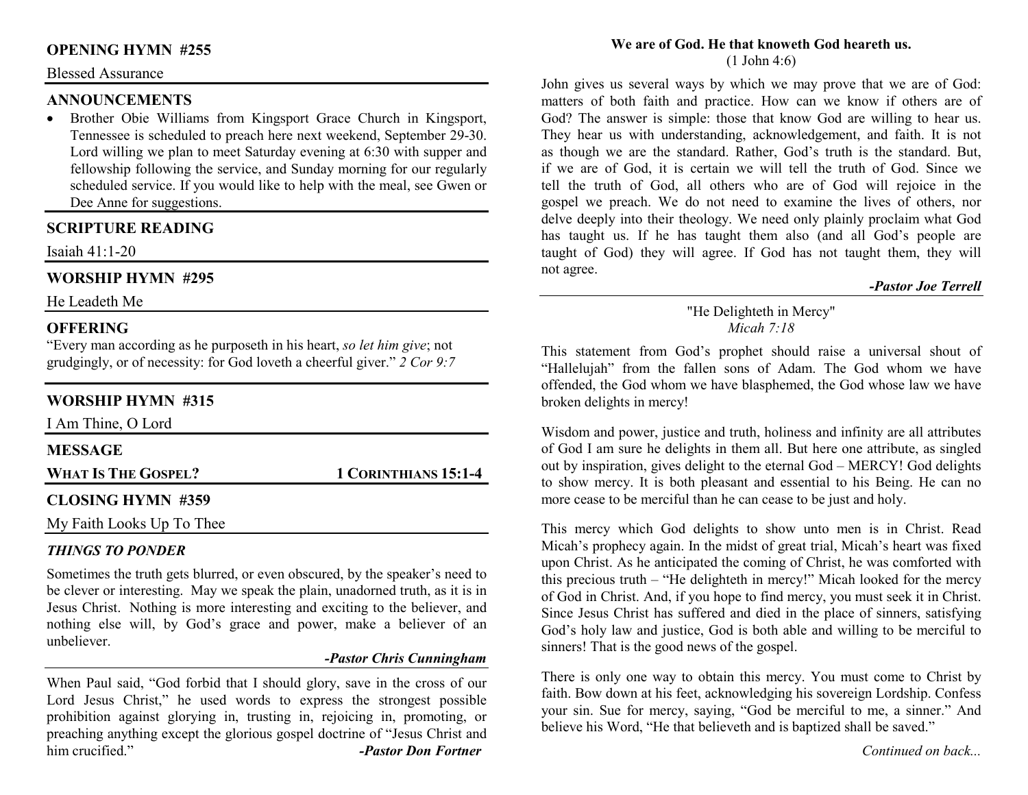## OPENING HYMN #255

Blessed Assurance

## ANNOUNCEMENTS

- Brother Obie Williams from Kingsport Grace Church in Kingsport, Tennessee is scheduled to preach here next weekend, September 29-30. Lord willing we plan to meet Saturday evening at 6:30 with supper and fellowship following the service, and Sunday morning for our regularly scheduled service. If you would like to help with the meal, see Gwen or Dee Anne for suggestions.

## SCRIPTURE READING

Isaiah 41:1-20

## WORSHIP HYMN #295

He Leadeth Me

## OFFERING

"Every man according as he purposeth in his heart, *so let him give*; not grudgingly, or of necessity: for God loveth a cheerful giver." *2 Cor 9:7*

## WORSHIP HYMN #315

I Am Thine, O Lord

## MESSAGE

**WHAT IS THE GOSPEL?** **1 CORINTHIANS 15:1-4**

## CLOSING HYMN #359

My Faith Looks Up To Thee

### *THINGS TO PONDER*

Sometimes the truth gets blurred, or even obscured, by the speaker's need to be clever or interesting. May we speak the plain, unadorned truth, as it is in Jesus Christ. Nothing is more interesting and exciting to the believer, and nothing else will, by God's grace and power, make a believer of an unbeliever.

***-Pastor Chris Cunningham***

When Paul said, "God forbid that I should glory, save in the cross of our Lord Jesus Christ," he used words to express the strongest possible prohibition against glorying in, trusting in, rejoicing in, promoting, or preaching anything except the glorious gospel doctrine of "Jesus Christ and him crucified."

***-Pastor Don Fortner***

**We are of God. He that knoweth God heareth us.**
(1 John 4:6)

John gives us several ways by which we may prove that we are of God: matters of both faith and practice. How can we know if others are of God? The answer is simple: those that know God are willing to hear us. They hear us with understanding, acknowledgement, and faith. It is not as though we are the standard. Rather, God's truth is the standard. But, if we are of God, it is certain we will tell the truth of God. Since we tell the truth of God, all others who are of God will rejoice in the gospel we preach. We do not need to examine the lives of others, nor delve deeply into their theology. We need only plainly proclaim what God has taught us. If he has taught them also (and all God's people are taught of God) they will agree. If God has not taught them, they will not agree.

***-Pastor Joe Terrell***

"He Delighteth in Mercy"
*Micah 7:18*

This statement from God's prophet should raise a universal shout of "Hallelujah" from the fallen sons of Adam. The God whom we have offended, the God whom we have blasphemed, the God whose law we have broken delights in mercy!

Wisdom and power, justice and truth, holiness and infinity are all attributes of God I am sure he delights in them all. But here one attribute, as singled out by inspiration, gives delight to the eternal God – MERCY! God delights to show mercy. It is both pleasant and essential to his Being. He can no more cease to be merciful than he can cease to be just and holy.

This mercy which God delights to show unto men is in Christ. Read Micah's prophecy again. In the midst of great trial, Micah's heart was fixed upon Christ. As he anticipated the coming of Christ, he was comforted with this precious truth – "He delighteth in mercy!" Micah looked for the mercy of God in Christ. And, if you hope to find mercy, you must seek it in Christ. Since Jesus Christ has suffered and died in the place of sinners, satisfying God's holy law and justice, God is both able and willing to be merciful to sinners! That is the good news of the gospel.

There is only one way to obtain this mercy. You must come to Christ by faith. Bow down at his feet, acknowledging his sovereign Lordship. Confess your sin. Sue for mercy, saying, "God be merciful to me, a sinner." And believe his Word, "He that believeth and is baptized shall be saved."

*Continued on back...*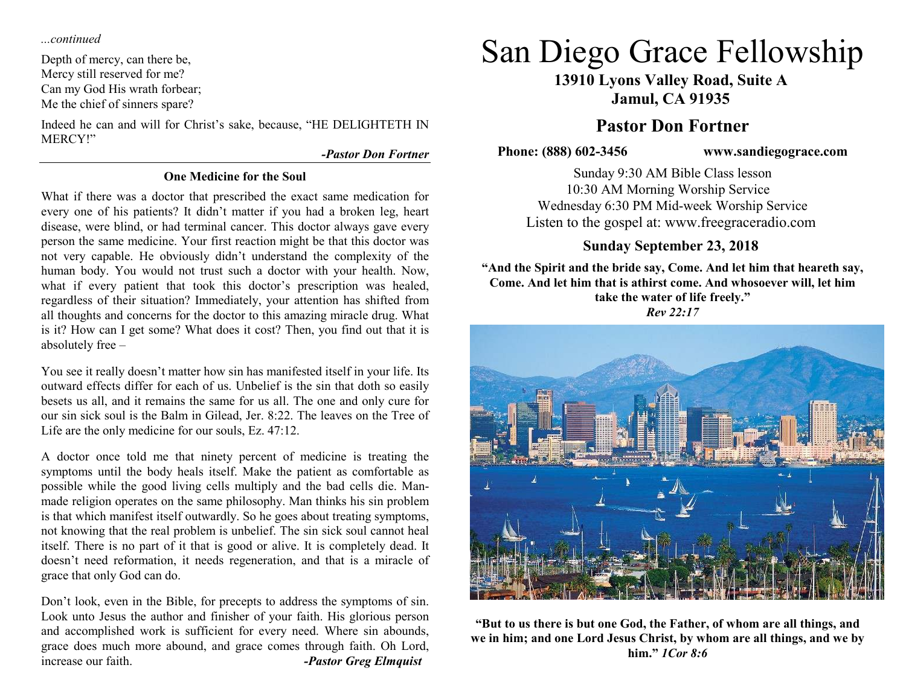*...continued*

Depth of mercy, can there be,
Mercy still reserved for me?
Can my God His wrath forbear;
Me the chief of sinners spare?

Indeed he can and will for Christ's sake, because, "HE DELIGHTETH IN MERCY!"

***-Pastor Don Fortner***

---

**One Medicine for the Soul**

What if there was a doctor that prescribed the exact same medication for every one of his patients? It didn't matter if you had a broken leg, heart disease, were blind, or had terminal cancer. This doctor always gave every person the same medicine. Your first reaction might be that this doctor was not very capable. He obviously didn't understand the complexity of the human body. You would not trust such a doctor with your health. Now, what if every patient that took this doctor's prescription was healed, regardless of their situation? Immediately, your attention has shifted from all thoughts and concerns for the doctor to this amazing miracle drug. What is it? How can I get some? What does it cost? Then, you find out that it is absolutely free –

You see it really doesn't matter how sin has manifested itself in your life. Its outward effects differ for each of us. Unbelief is the sin that doth so easily besets us all, and it remains the same for us all. The one and only cure for our sin sick soul is the Balm in Gilead, Jer. 8:22. The leaves on the Tree of Life are the only medicine for our souls, Ez. 47:12.

A doctor once told me that ninety percent of medicine is treating the symptoms until the body heals itself. Make the patient as comfortable as possible while the good living cells multiply and the bad cells die. Man-made religion operates on the same philosophy. Man thinks his sin problem is that which manifest itself outwardly. So he goes about treating symptoms, not knowing that the real problem is unbelief. The sin sick soul cannot heal itself. There is no part of it that is good or alive. It is completely dead. It doesn't need reformation, it needs regeneration, and that is a miracle of grace that only God can do.

Don't look, even in the Bible, for precepts to address the symptoms of sin. Look unto Jesus the author and finisher of your faith. His glorious person and accomplished work is sufficient for every need. Where sin abounds, grace does much more abound, and grace comes through faith. Oh Lord, increase our faith.

***-Pastor Greg Elmquist***

# San Diego Grace Fellowship

**13910 Lyons Valley Road, Suite A**
**Jamul, CA 91935**

## Pastor Don Fortner

**Phone: (888) 602-3456** **www.sandiegograce.com**

Sunday 9:30 AM Bible Class lesson
10:30 AM Morning Worship Service
Wednesday 6:30 PM Mid-week Worship Service
Listen to the gospel at: www.freegraceradio.com

### Sunday September 23, 2018

**"And the Spirit and the bride say, Come. And let him that heareth say, Come. And let him that is athirst come. And whosoever will, let him take the water of life freely."**
***Rev 22:17***

**"But to us there is but one God, the Father, of whom are all things, and we in him; and one Lord Jesus Christ, by whom are all things, and we by him."** ***1Cor 8:6***